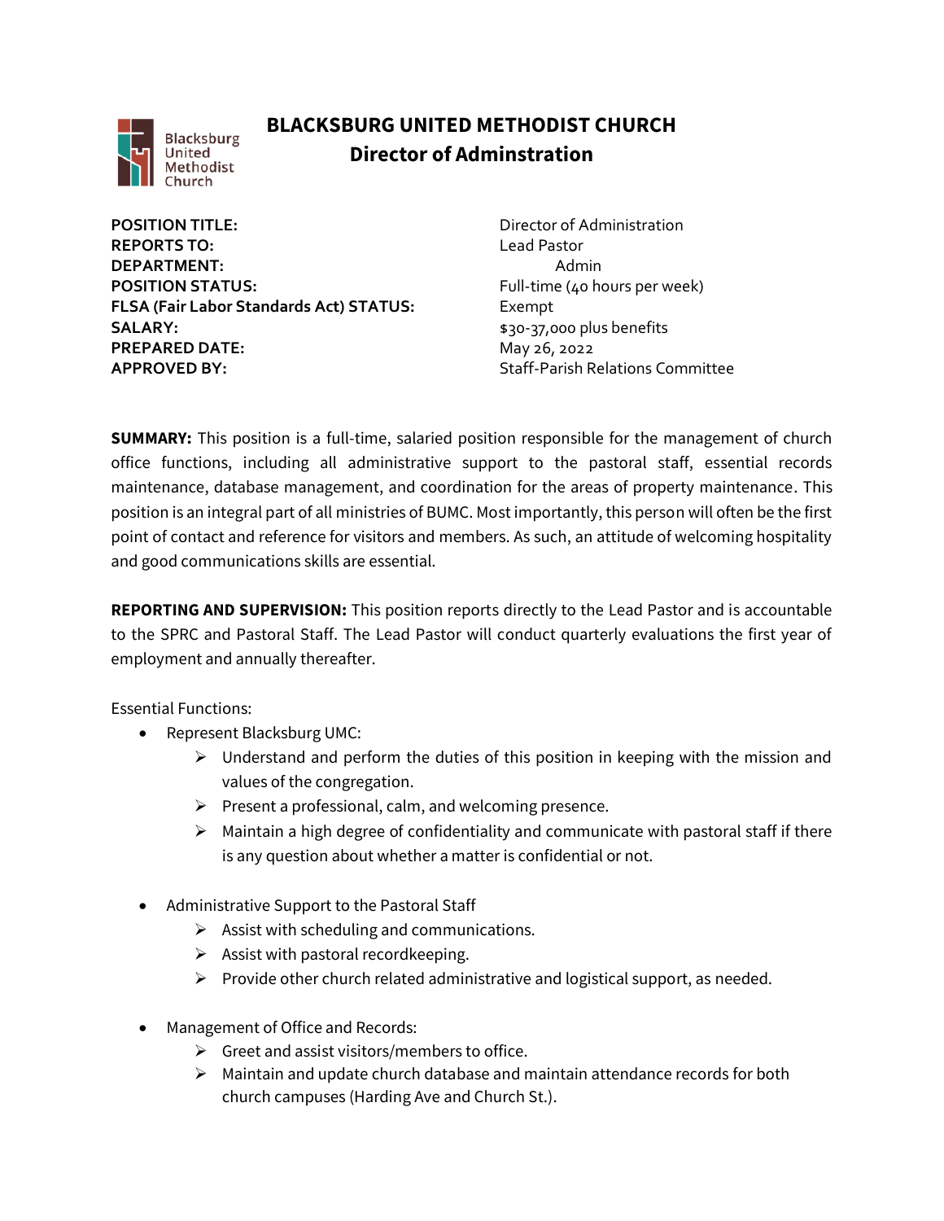# BLACKSBURG UNITED METHODIST CHURCH
## Director of Adminstration

| | |
|---|---|
| **POSITION TITLE:** | Director of Administration |
| **REPORTS TO:** | Lead Pastor |
| **DEPARTMENT:** | Admin |
| **POSITION STATUS:** | Full-time (40 hours per week) |
| **FLSA (Fair Labor Standards Act) STATUS:** | Exempt |
| **SALARY:** | $30-37,000 plus benefits |
| **PREPARED DATE:** | May 26, 2022 |
| **APPROVED BY:** | Staff-Parish Relations Committee |

**SUMMARY:** This position is a full-time, salaried position responsible for the management of church office functions, including all administrative support to the pastoral staff, essential records maintenance, database management, and coordination for the areas of property maintenance. This position is an integral part of all ministries of BUMC. Most importantly, this person will often be the first point of contact and reference for visitors and members. As such, an attitude of welcoming hospitality and good communications skills are essential.

**REPORTING AND SUPERVISION:** This position reports directly to the Lead Pastor and is accountable to the SPRC and Pastoral Staff. The Lead Pastor will conduct quarterly evaluations the first year of employment and annually thereafter.

Essential Functions:

- Represent Blacksburg UMC:
  - Understand and perform the duties of this position in keeping with the mission and values of the congregation.
  - Present a professional, calm, and welcoming presence.
  - Maintain a high degree of confidentiality and communicate with pastoral staff if there is any question about whether a matter is confidential or not.

- Administrative Support to the Pastoral Staff
  - Assist with scheduling and communications.
  - Assist with pastoral recordkeeping.
  - Provide other church related administrative and logistical support, as needed.

- Management of Office and Records:
  - Greet and assist visitors/members to office.
  - Maintain and update church database and maintain attendance records for both church campuses (Harding Ave and Church St.).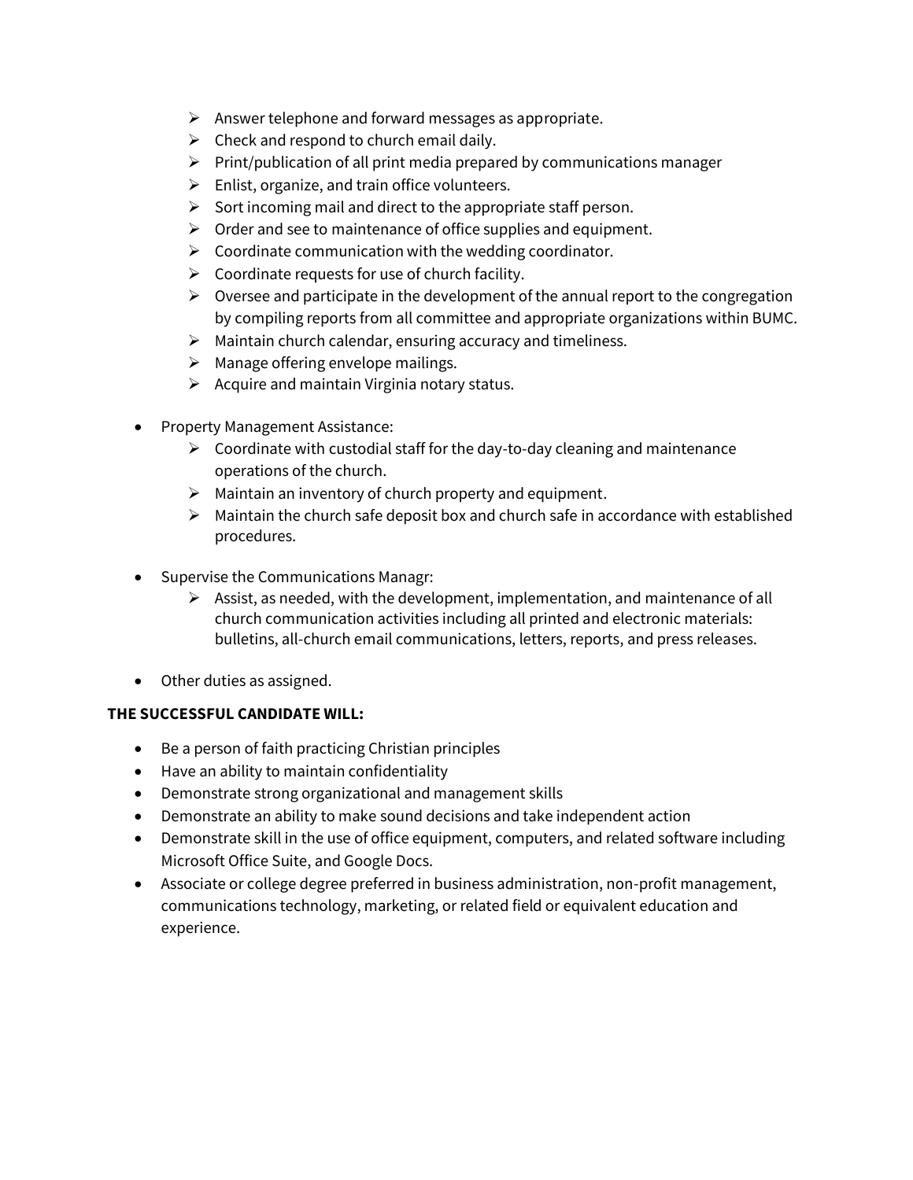- Answer telephone and forward messages as appropriate.
    - Check and respond to church email daily.
    - Print/publication of all print media prepared by communications manager
    - Enlist, organize, and train office volunteers.
    - Sort incoming mail and direct to the appropriate staff person.
    - Order and see to maintenance of office supplies and equipment.
    - Coordinate communication with the wedding coordinator.
    - Coordinate requests for use of church facility.
    - Oversee and participate in the development of the annual report to the congregation by compiling reports from all committee and appropriate organizations within BUMC.
    - Maintain church calendar, ensuring accuracy and timeliness.
    - Manage offering envelope mailings.
    - Acquire and maintain Virginia notary status.

- Property Management Assistance:
    - Coordinate with custodial staff for the day-to-day cleaning and maintenance operations of the church.
    - Maintain an inventory of church property and equipment.
    - Maintain the church safe deposit box and church safe in accordance with established procedures.

- Supervise the Communications Managr:
    - Assist, as needed, with the development, implementation, and maintenance of all church communication activities including all printed and electronic materials: bulletins, all-church email communications, letters, reports, and press releases.

- Other duties as assigned.

**THE SUCCESSFUL CANDIDATE WILL:**

- Be a person of faith practicing Christian principles
- Have an ability to maintain confidentiality
- Demonstrate strong organizational and management skills
- Demonstrate an ability to make sound decisions and take independent action
- Demonstrate skill in the use of office equipment, computers, and related software including Microsoft Office Suite, and Google Docs.
- Associate or college degree preferred in business administration, non-profit management, communications technology, marketing, or related field or equivalent education and experience.